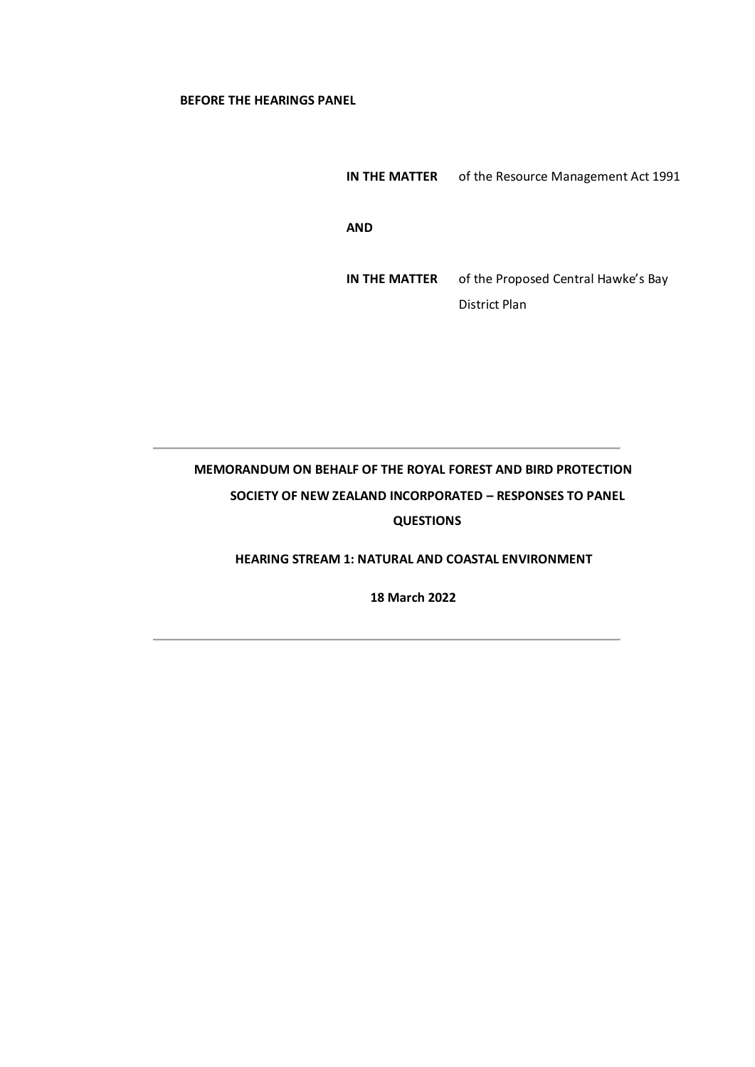**BEFORE THE HEARINGS PANEL**

**IN THE MATTER** of the Resource Management Act 1991

**AND**

**IN THE MATTER** of the Proposed Central Hawke's Bay District Plan

---

**MEMORANDUM ON BEHALF OF THE ROYAL FOREST AND BIRD PROTECTION SOCIETY OF NEW ZEALAND INCORPORATED – RESPONSES TO PANEL QUESTIONS**

**HEARING STREAM 1: NATURAL AND COASTAL ENVIRONMENT**

**18 March 2022**

---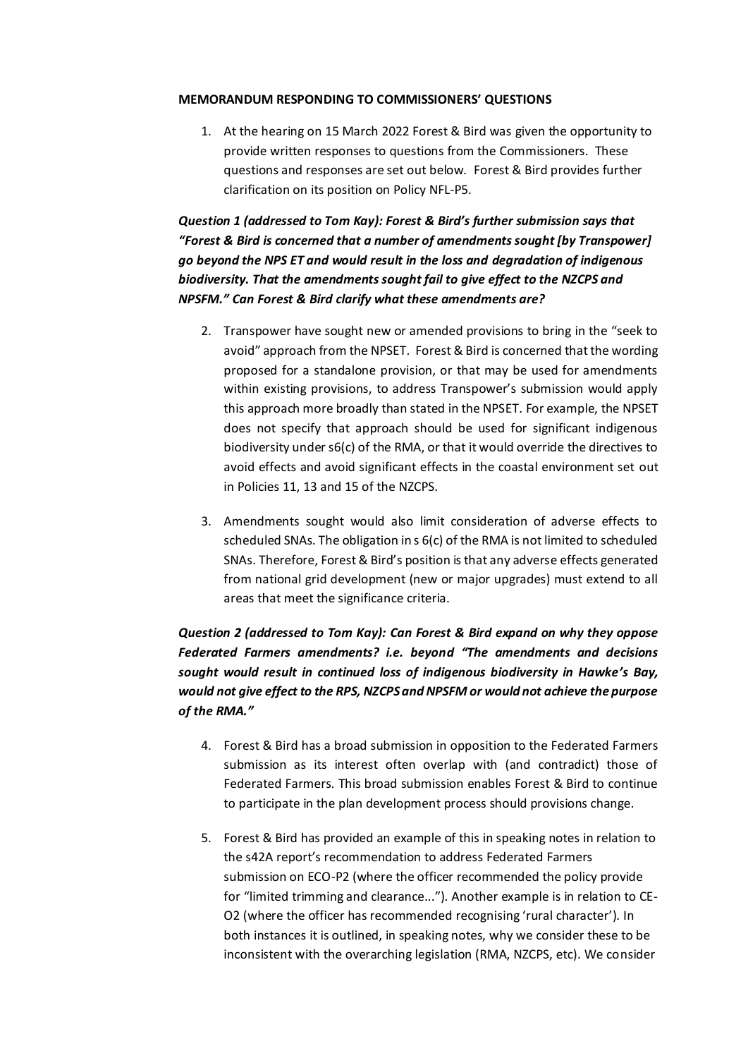**MEMORANDUM RESPONDING TO COMMISSIONERS' QUESTIONS**

1. At the hearing on 15 March 2022 Forest & Bird was given the opportunity to provide written responses to questions from the Commissioners. These questions and responses are set out below. Forest & Bird provides further clarification on its position on Policy NFL-P5.

***Question 1 (addressed to Tom Kay): Forest & Bird's further submission says that "Forest & Bird is concerned that a number of amendments sought [by Transpower] go beyond the NPS ET and would result in the loss and degradation of indigenous biodiversity. That the amendments sought fail to give effect to the NZCPS and NPSFM." Can Forest & Bird clarify what these amendments are?***

2. Transpower have sought new or amended provisions to bring in the "seek to avoid" approach from the NPSET. Forest & Bird is concerned that the wording proposed for a standalone provision, or that may be used for amendments within existing provisions, to address Transpower's submission would apply this approach more broadly than stated in the NPSET. For example, the NPSET does not specify that approach should be used for significant indigenous biodiversity under s6(c) of the RMA, or that it would override the directives to avoid effects and avoid significant effects in the coastal environment set out in Policies 11, 13 and 15 of the NZCPS.

3. Amendments sought would also limit consideration of adverse effects to scheduled SNAs. The obligation in s 6(c) of the RMA is not limited to scheduled SNAs. Therefore, Forest & Bird's position is that any adverse effects generated from national grid development (new or major upgrades) must extend to all areas that meet the significance criteria.

***Question 2 (addressed to Tom Kay): Can Forest & Bird expand on why they oppose Federated Farmers amendments? i.e. beyond "The amendments and decisions sought would result in continued loss of indigenous biodiversity in Hawke's Bay, would not give effect to the RPS, NZCPS and NPSFM or would not achieve the purpose of the RMA."***

4. Forest & Bird has a broad submission in opposition to the Federated Farmers submission as its interest often overlap with (and contradict) those of Federated Farmers. This broad submission enables Forest & Bird to continue to participate in the plan development process should provisions change.

5. Forest & Bird has provided an example of this in speaking notes in relation to the s42A report's recommendation to address Federated Farmers submission on ECO-P2 (where the officer recommended the policy provide for "limited trimming and clearance..."). Another example is in relation to CE-O2 (where the officer has recommended recognising 'rural character'). In both instances it is outlined, in speaking notes, why we consider these to be inconsistent with the overarching legislation (RMA, NZCPS, etc). We consider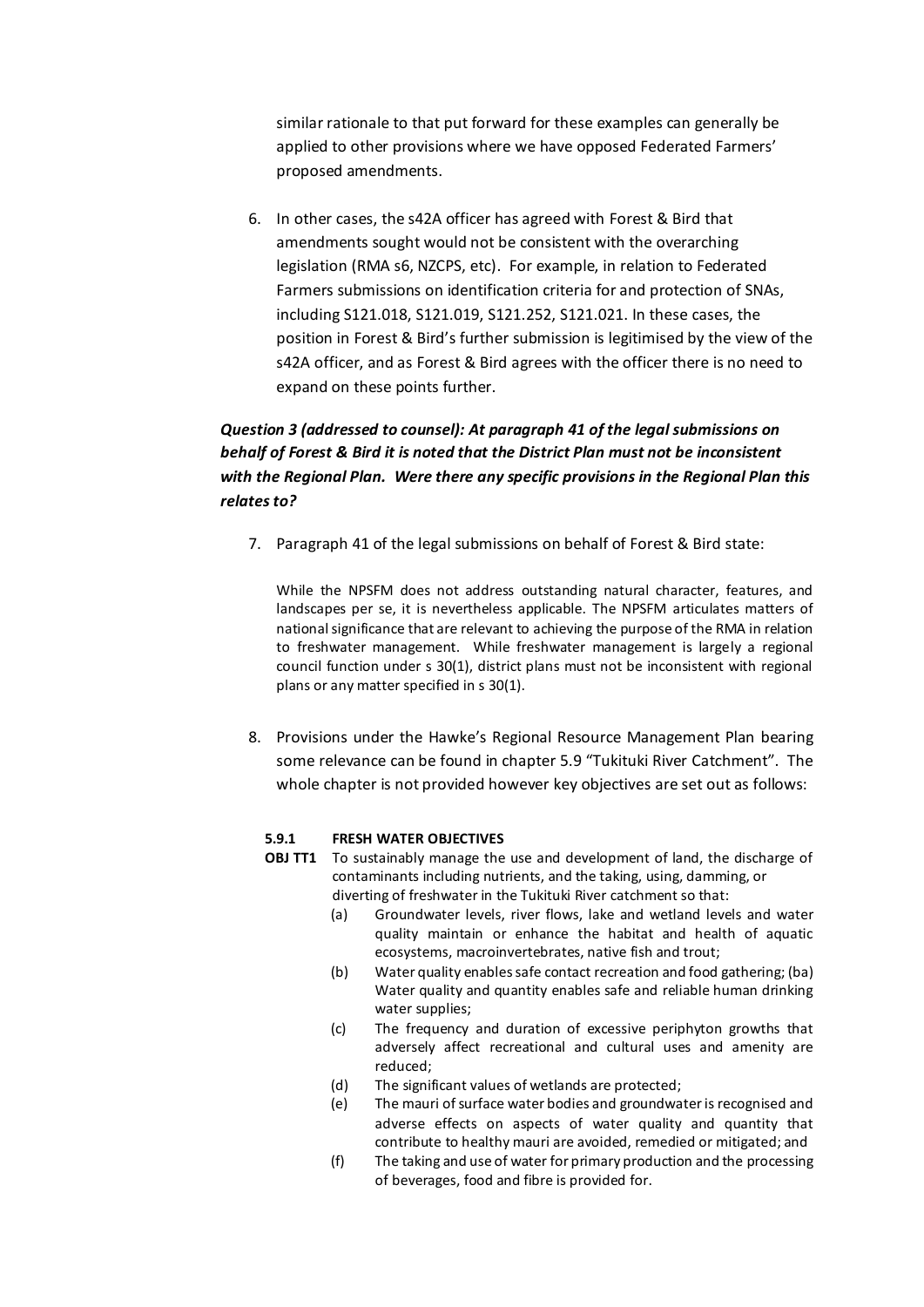similar rationale to that put forward for these examples can generally be applied to other provisions where we have opposed Federated Farmers' proposed amendments.

6. In other cases, the s42A officer has agreed with Forest & Bird that amendments sought would not be consistent with the overarching legislation (RMA s6, NZCPS, etc). For example, in relation to Federated Farmers submissions on identification criteria for and protection of SNAs, including S121.018, S121.019, S121.252, S121.021. In these cases, the position in Forest & Bird's further submission is legitimised by the view of the s42A officer, and as Forest & Bird agrees with the officer there is no need to expand on these points further.

***Question 3 (addressed to counsel): At paragraph 41 of the legal submissions on behalf of Forest & Bird it is noted that the District Plan must not be inconsistent with the Regional Plan. Were there any specific provisions in the Regional Plan this relates to?***

7. Paragraph 41 of the legal submissions on behalf of Forest & Bird state:

> While the NPSFM does not address outstanding natural character, features, and landscapes per se, it is nevertheless applicable. The NPSFM articulates matters of national significance that are relevant to achieving the purpose of the RMA in relation to freshwater management. While freshwater management is largely a regional council function under s 30(1), district plans must not be inconsistent with regional plans or any matter specified in s 30(1).

8. Provisions under the Hawke's Regional Resource Management Plan bearing some relevance can be found in chapter 5.9 "Tukituki River Catchment". The whole chapter is not provided however key objectives are set out as follows:

**5.9.1 FRESH WATER OBJECTIVES**

**OBJ TT1** To sustainably manage the use and development of land, the discharge of contaminants including nutrients, and the taking, using, damming, or diverting of freshwater in the Tukituki River catchment so that:

- (a) Groundwater levels, river flows, lake and wetland levels and water quality maintain or enhance the habitat and health of aquatic ecosystems, macroinvertebrates, native fish and trout;
- (b) Water quality enables safe contact recreation and food gathering; (ba) Water quality and quantity enables safe and reliable human drinking water supplies;
- (c) The frequency and duration of excessive periphyton growths that adversely affect recreational and cultural uses and amenity are reduced;
- (d) The significant values of wetlands are protected;
- (e) The mauri of surface water bodies and groundwater is recognised and adverse effects on aspects of water quality and quantity that contribute to healthy mauri are avoided, remedied or mitigated; and
- (f) The taking and use of water for primary production and the processing of beverages, food and fibre is provided for.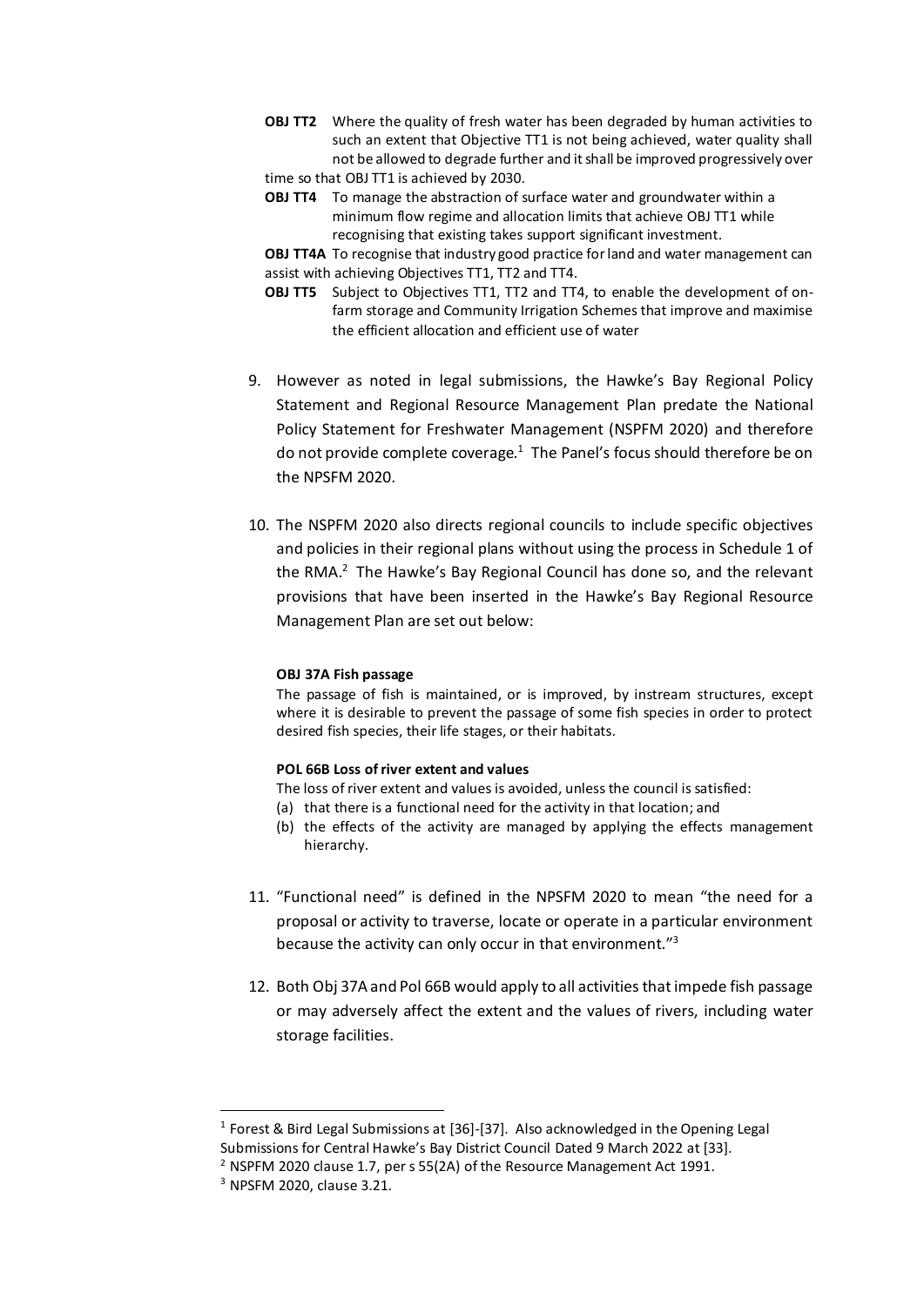**OBJ TT2** Where the quality of fresh water has been degraded by human activities to such an extent that Objective TT1 is not being achieved, water quality shall not be allowed to degrade further and it shall be improved progressively over time so that OBJ TT1 is achieved by 2030.

**OBJ TT4** To manage the abstraction of surface water and groundwater within a minimum flow regime and allocation limits that achieve OBJ TT1 while recognising that existing takes support significant investment.

**OBJ TT4A** To recognise that industry good practice for land and water management can assist with achieving Objectives TT1, TT2 and TT4.

**OBJ TT5** Subject to Objectives TT1, TT2 and TT4, to enable the development of on-farm storage and Community Irrigation Schemes that improve and maximise the efficient allocation and efficient use of water

9. However as noted in legal submissions, the Hawke's Bay Regional Policy Statement and Regional Resource Management Plan predate the National Policy Statement for Freshwater Management (NSPFM 2020) and therefore do not provide complete coverage.[1] The Panel's focus should therefore be on the NPSFM 2020.

10. The NSPFM 2020 also directs regional councils to include specific objectives and policies in their regional plans without using the process in Schedule 1 of the RMA.[2] The Hawke's Bay Regional Council has done so, and the relevant provisions that have been inserted in the Hawke's Bay Regional Resource Management Plan are set out below:

**OBJ 37A Fish passage**

The passage of fish is maintained, or is improved, by instream structures, except where it is desirable to prevent the passage of some fish species in order to protect desired fish species, their life stages, or their habitats.

**POL 66B Loss of river extent and values**

The loss of river extent and values is avoided, unless the council is satisfied:

(a) that there is a functional need for the activity in that location; and
(b) the effects of the activity are managed by applying the effects management hierarchy.

11. "Functional need" is defined in the NPSFM 2020 to mean "the need for a proposal or activity to traverse, locate or operate in a particular environment because the activity can only occur in that environment."[3]

12. Both Obj 37A and Pol 66B would apply to all activities that impede fish passage or may adversely affect the extent and the values of rivers, including water storage facilities.

---

[1] Forest & Bird Legal Submissions at [36]-[37]. Also acknowledged in the Opening Legal Submissions for Central Hawke's Bay District Council Dated 9 March 2022 at [33].

[2] NSPFM 2020 clause 1.7, per s 55(2A) of the Resource Management Act 1991.

[3] NPSFM 2020, clause 3.21.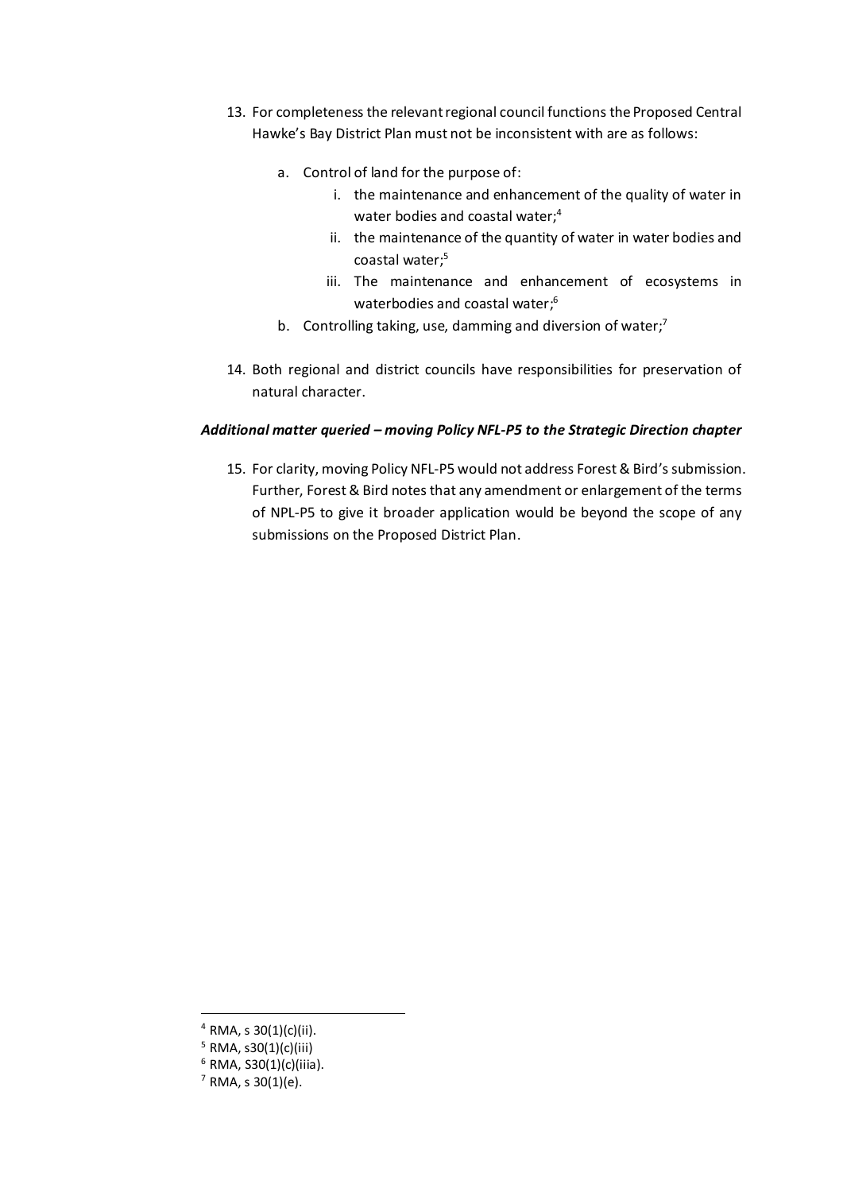13. For completeness the relevant regional council functions the Proposed Central Hawke's Bay District Plan must not be inconsistent with are as follows:

    a. Control of land for the purpose of:

        i. the maintenance and enhancement of the quality of water in water bodies and coastal water;[4]

        ii. the maintenance of the quantity of water in water bodies and coastal water;[5]

        iii. The maintenance and enhancement of ecosystems in waterbodies and coastal water;[6]

    b. Controlling taking, use, damming and diversion of water;[7]

14. Both regional and district councils have responsibilities for preservation of natural character.

***Additional matter queried – moving Policy NFL-P5 to the Strategic Direction chapter***

15. For clarity, moving Policy NFL-P5 would not address Forest & Bird's submission. Further, Forest & Bird notes that any amendment or enlargement of the terms of NPL-P5 to give it broader application would be beyond the scope of any submissions on the Proposed District Plan.

---

[4] RMA, s 30(1)(c)(ii).

[5] RMA, s30(1)(c)(iii)

[6] RMA, S30(1)(c)(iiia).

[7] RMA, s 30(1)(e).